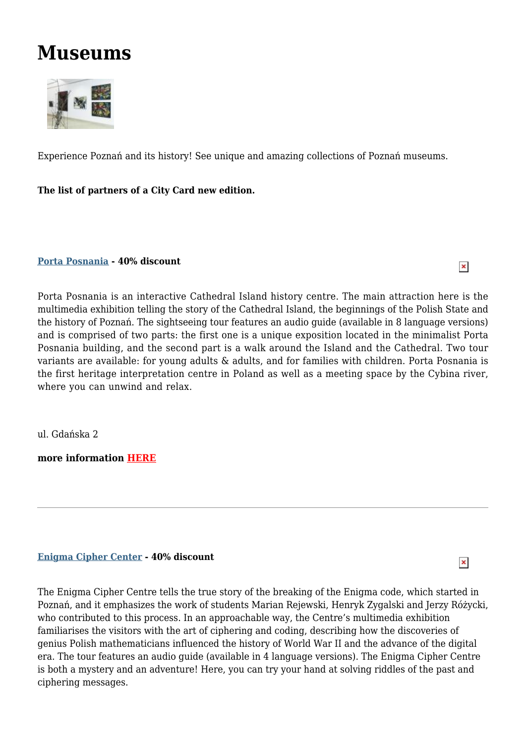# Museums

Experience Poznań and its history! See unique and amazing collections of Poznań museums.

**The list of partners of a City Card new edition.**

**Porta Posnania - 40% discount**

Porta Posnania is an interactive Cathedral Island history centre. The main attraction here is the multimedia exhibition telling the story of the Cathedral Island, the beginnings of the Polish State and the history of Poznań. The sightseeing tour features an audio guide (available in 8 language versions) and is comprised of two parts: the first one is a unique exposition located in the minimalist Porta Posnania building, and the second part is a walk around the Island and the Cathedral. Two tour variants are available: for young adults & adults, and for families with children. Porta Posnania is the first heritage interpretation centre in Poland as well as a meeting space by the Cybina river, where you can unwind and relax.

ul. Gdańska 2

**more information HERE**

---

**Enigma Cipher Center - 40% discount**

The Enigma Cipher Centre tells the true story of the breaking of the Enigma code, which started in Poznań, and it emphasizes the work of students Marian Rejewski, Henryk Zygalski and Jerzy Różycki, who contributed to this process. In an approachable way, the Centre's multimedia exhibition familiarises the visitors with the art of ciphering and coding, describing how the discoveries of genius Polish mathematicians influenced the history of World War II and the advance of the digital era. The tour features an audio guide (available in 4 language versions). The Enigma Cipher Centre is both a mystery and an adventure! Here, you can try your hand at solving riddles of the past and ciphering messages.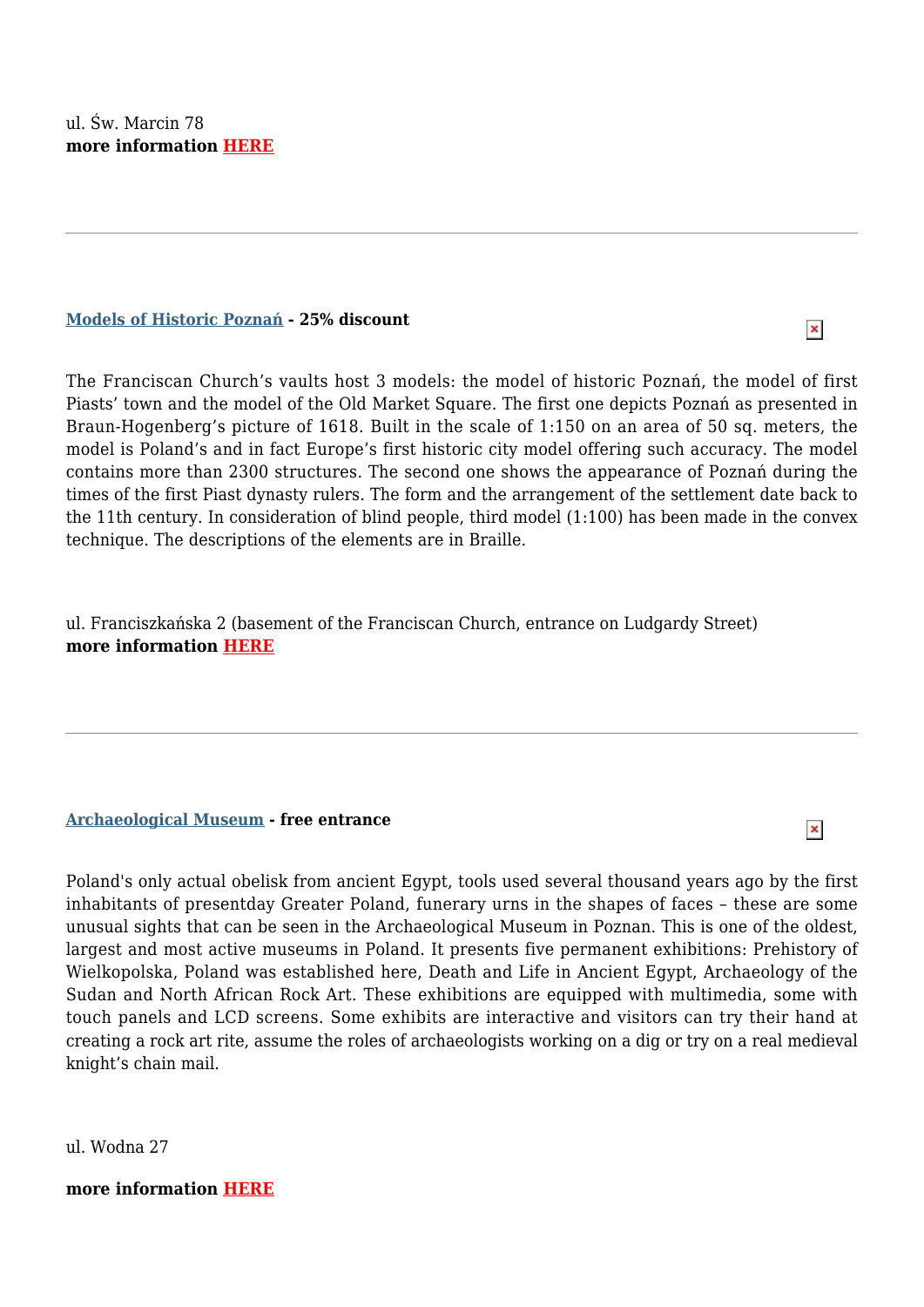ul. Św. Marcin 78
**more information HERE**

---

**Models of Historic Poznań - 25% discount**

The Franciscan Church’s vaults host 3 models: the model of historic Poznań, the model of first Piasts’ town and the model of the Old Market Square. The first one depicts Poznań as presented in Braun-Hogenberg’s picture of 1618. Built in the scale of 1:150 on an area of 50 sq. meters, the model is Poland’s and in fact Europe’s first historic city model offering such accuracy. The model contains more than 2300 structures. The second one shows the appearance of Poznań during the times of the first Piast dynasty rulers. The form and the arrangement of the settlement date back to the 11th century. In consideration of blind people, third model (1:100) has been made in the convex technique. The descriptions of the elements are in Braille.

ul. Franciszkańska 2 (basement of the Franciscan Church, entrance on Ludgardy Street)
**more information HERE**

---

**Archaeological Museum - free entrance**

Poland's only actual obelisk from ancient Egypt, tools used several thousand years ago by the first inhabitants of presentday Greater Poland, funerary urns in the shapes of faces – these are some unusual sights that can be seen in the Archaeological Museum in Poznan. This is one of the oldest, largest and most active museums in Poland. It presents five permanent exhibitions: Prehistory of Wielkopolska, Poland was established here, Death and Life in Ancient Egypt, Archaeology of the Sudan and North African Rock Art. These exhibitions are equipped with multimedia, some with touch panels and LCD screens. Some exhibits are interactive and visitors can try their hand at creating a rock art rite, assume the roles of archaeologists working on a dig or try on a real medieval knight’s chain mail.

ul. Wodna 27

**more information HERE**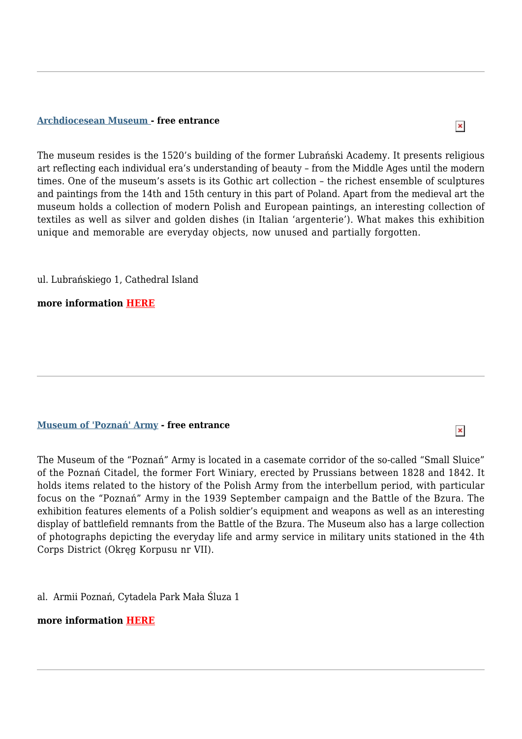---

**Archdiocesean Museum - free entrance**

The museum resides is the 1520's building of the former Lubrański Academy. It presents religious art reflecting each individual era's understanding of beauty – from the Middle Ages until the modern times. One of the museum's assets is its Gothic art collection – the richest ensemble of sculptures and paintings from the 14th and 15th century in this part of Poland. Apart from the medieval art the museum holds a collection of modern Polish and European paintings, an interesting collection of textiles as well as silver and golden dishes (in Italian 'argenterie'). What makes this exhibition unique and memorable are everyday objects, now unused and partially forgotten.

ul. Lubrańskiego 1, Cathedral Island

**more information HERE**

---

**Museum of 'Poznań' Army - free entrance**

The Museum of the "Poznań" Army is located in a casemate corridor of the so-called "Small Sluice" of the Poznań Citadel, the former Fort Winiary, erected by Prussians between 1828 and 1842. It holds items related to the history of the Polish Army from the interbellum period, with particular focus on the "Poznań" Army in the 1939 September campaign and the Battle of the Bzura. The exhibition features elements of a Polish soldier's equipment and weapons as well as an interesting display of battlefield remnants from the Battle of the Bzura. The Museum also has a large collection of photographs depicting the everyday life and army service in military units stationed in the 4th Corps District (Okręg Korpusu nr VII).

al. Armii Poznań, Cytadela Park Mała Śluza 1

**more information HERE**

---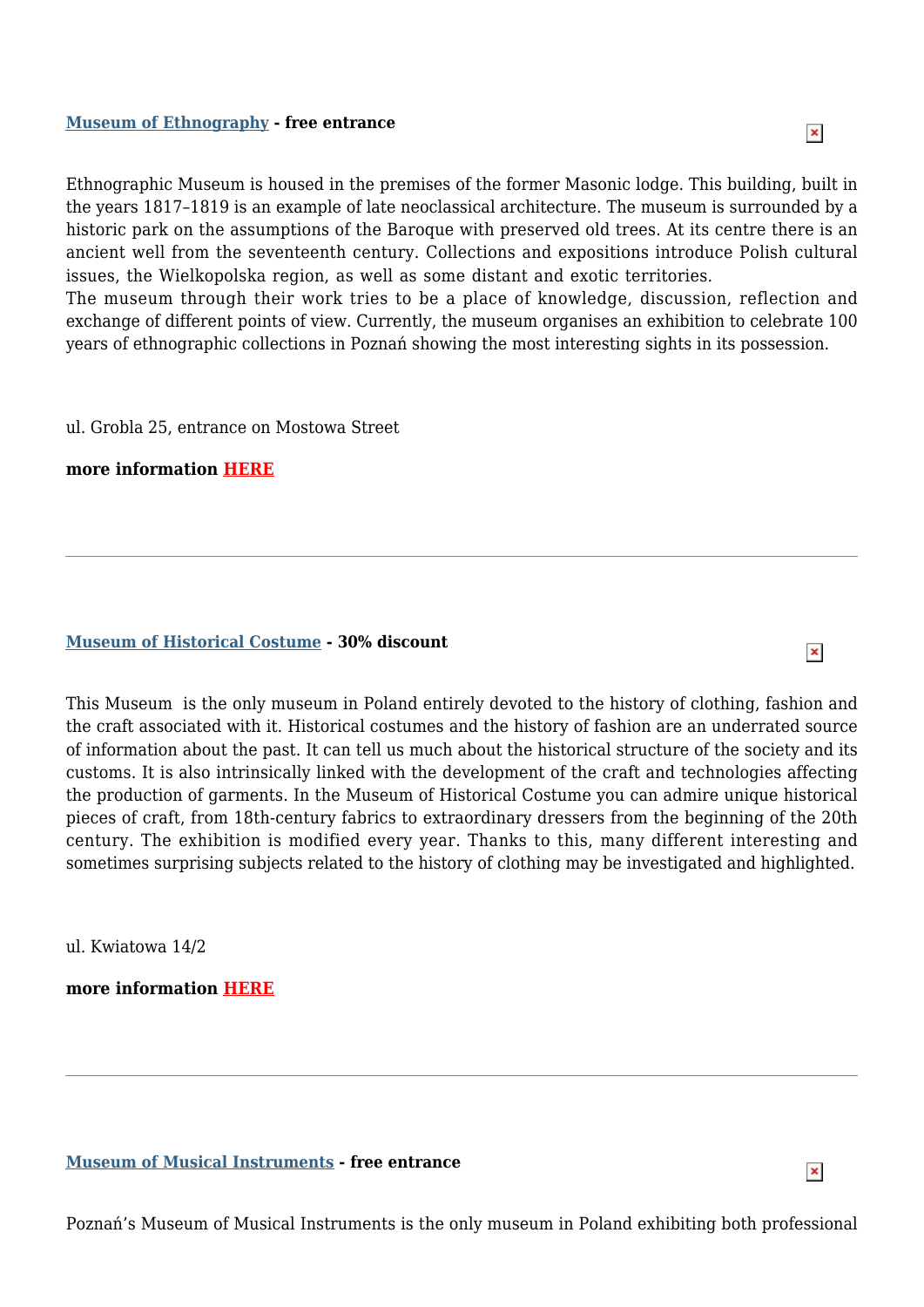**[Museum of Ethnography](#) - free entrance**

Ethnographic Museum is housed in the premises of the former Masonic lodge. This building, built in the years 1817–1819 is an example of late neoclassical architecture. The museum is surrounded by a historic park on the assumptions of the Baroque with preserved old trees. At its centre there is an ancient well from the seventeenth century. Collections and expositions introduce Polish cultural issues, the Wielkopolska region, as well as some distant and exotic territories.
The museum through their work tries to be a place of knowledge, discussion, reflection and exchange of different points of view. Currently, the museum organises an exhibition to celebrate 100 years of ethnographic collections in Poznań showing the most interesting sights in its possession.

ul. Grobla 25, entrance on Mostowa Street

**more information HERE**

---

**[Museum of Historical Costume](#) - 30% discount**

This Museum is the only museum in Poland entirely devoted to the history of clothing, fashion and the craft associated with it. Historical costumes and the history of fashion are an underrated source of information about the past. It can tell us much about the historical structure of the society and its customs. It is also intrinsically linked with the development of the craft and technologies affecting the production of garments. In the Museum of Historical Costume you can admire unique historical pieces of craft, from 18th-century fabrics to extraordinary dressers from the beginning of the 20th century. The exhibition is modified every year. Thanks to this, many different interesting and sometimes surprising subjects related to the history of clothing may be investigated and highlighted.

ul. Kwiatowa 14/2

**more information HERE**

---

**[Museum of Musical Instruments](#) - free entrance**

Poznań's Museum of Musical Instruments is the only museum in Poland exhibiting both professional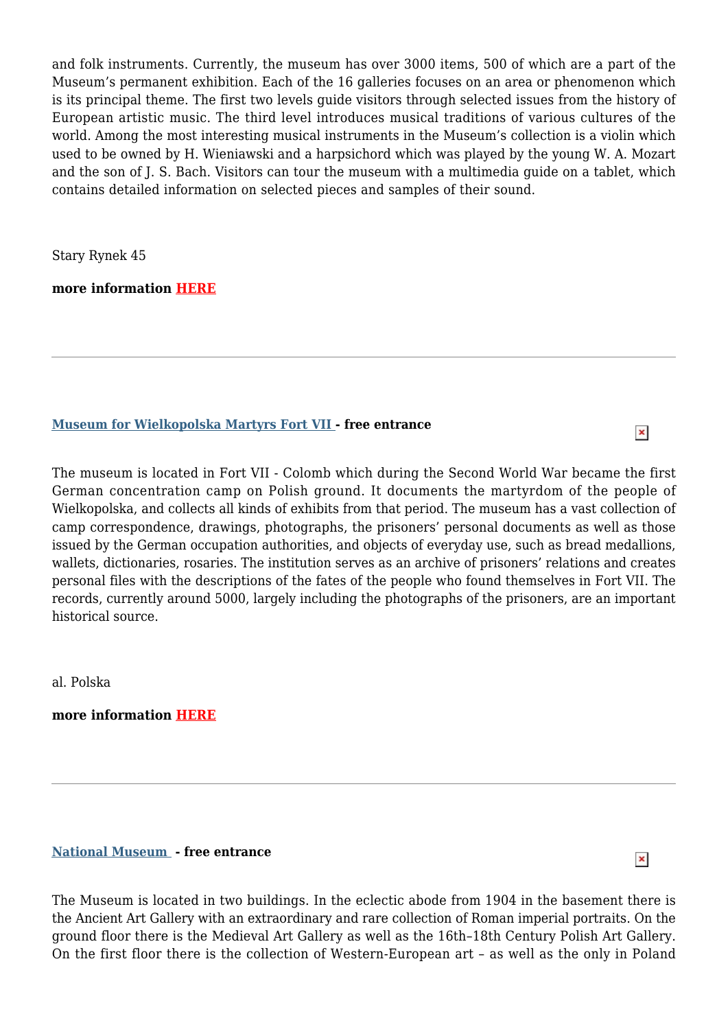and folk instruments. Currently, the museum has over 3000 items, 500 of which are a part of the Museum's permanent exhibition. Each of the 16 galleries focuses on an area or phenomenon which is its principal theme. The first two levels guide visitors through selected issues from the history of European artistic music. The third level introduces musical traditions of various cultures of the world. Among the most interesting musical instruments in the Museum's collection is a violin which used to be owned by H. Wieniawski and a harpsichord which was played by the young W. A. Mozart and the son of J. S. Bach. Visitors can tour the museum with a multimedia guide on a tablet, which contains detailed information on selected pieces and samples of their sound.

Stary Rynek 45

**more information HERE**

---

**Museum for Wielkopolska Martyrs Fort VII - free entrance**

The museum is located in Fort VII - Colomb which during the Second World War became the first German concentration camp on Polish ground. It documents the martyrdom of the people of Wielkopolska, and collects all kinds of exhibits from that period. The museum has a vast collection of camp correspondence, drawings, photographs, the prisoners' personal documents as well as those issued by the German occupation authorities, and objects of everyday use, such as bread medallions, wallets, dictionaries, rosaries. The institution serves as an archive of prisoners' relations and creates personal files with the descriptions of the fates of the people who found themselves in Fort VII. The records, currently around 5000, largely including the photographs of the prisoners, are an important historical source.

al. Polska

**more information HERE**

---

**National Museum - free entrance**

The Museum is located in two buildings. In the eclectic abode from 1904 in the basement there is the Ancient Art Gallery with an extraordinary and rare collection of Roman imperial portraits. On the ground floor there is the Medieval Art Gallery as well as the 16th–18th Century Polish Art Gallery. On the first floor there is the collection of Western-European art – as well as the only in Poland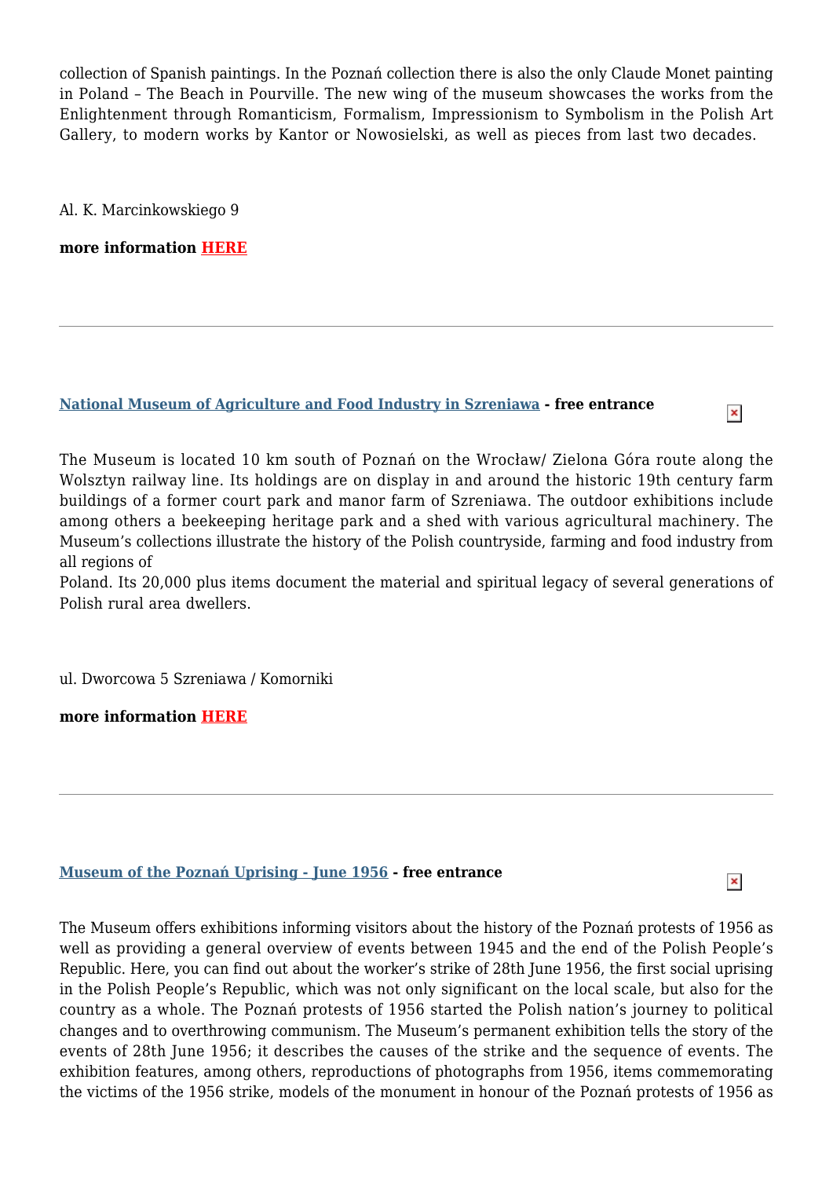collection of Spanish paintings. In the Poznań collection there is also the only Claude Monet painting in Poland – The Beach in Pourville. The new wing of the museum showcases the works from the Enlightenment through Romanticism, Formalism, Impressionism to Symbolism in the Polish Art Gallery, to modern works by Kantor or Nowosielski, as well as pieces from last two decades.

Al. K. Marcinkowskiego 9

**more information HERE**

---

**National Museum of Agriculture and Food Industry in Szreniawa - free entrance**

The Museum is located 10 km south of Poznań on the Wrocław/ Zielona Góra route along the Wolsztyn railway line. Its holdings are on display in and around the historic 19th century farm buildings of a former court park and manor farm of Szreniawa. The outdoor exhibitions include among others a beekeeping heritage park and a shed with various agricultural machinery. The Museum's collections illustrate the history of the Polish countryside, farming and food industry from all regions of
Poland. Its 20,000 plus items document the material and spiritual legacy of several generations of Polish rural area dwellers.

ul. Dworcowa 5 Szreniawa / Komorniki

**more information HERE**

---

**Museum of the Poznań Uprising - June 1956 - free entrance**

The Museum offers exhibitions informing visitors about the history of the Poznań protests of 1956 as well as providing a general overview of events between 1945 and the end of the Polish People's Republic. Here, you can find out about the worker's strike of 28th June 1956, the first social uprising in the Polish People's Republic, which was not only significant on the local scale, but also for the country as a whole. The Poznań protests of 1956 started the Polish nation's journey to political changes and to overthrowing communism. The Museum's permanent exhibition tells the story of the events of 28th June 1956; it describes the causes of the strike and the sequence of events. The exhibition features, among others, reproductions of photographs from 1956, items commemorating the victims of the 1956 strike, models of the monument in honour of the Poznań protests of 1956 as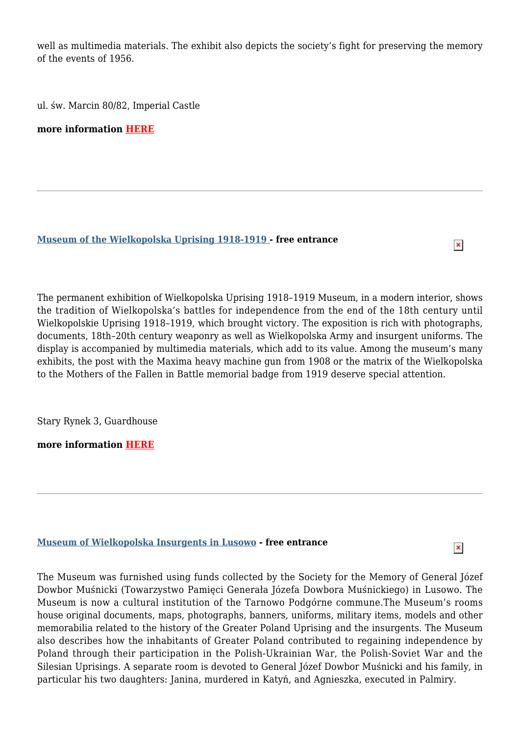well as multimedia materials. The exhibit also depicts the society's fight for preserving the memory of the events of 1956.

ul. św. Marcin 80/82, Imperial Castle

**more information HERE**

---

**Museum of the Wielkopolska Uprising 1918-1919 - free entrance**

The permanent exhibition of Wielkopolska Uprising 1918–1919 Museum, in a modern interior, shows the tradition of Wielkopolska's battles for independence from the end of the 18th century until Wielkopolskie Uprising 1918–1919, which brought victory. The exposition is rich with photographs, documents, 18th–20th century weaponry as well as Wielkopolska Army and insurgent uniforms. The display is accompanied by multimedia materials, which add to its value. Among the museum's many exhibits, the post with the Maxima heavy machine gun from 1908 or the matrix of the Wielkopolska to the Mothers of the Fallen in Battle memorial badge from 1919 deserve special attention.

Stary Rynek 3, Guardhouse

**more information HERE**

---

**Museum of Wielkopolska Insurgents in Lusowo - free entrance**

The Museum was furnished using funds collected by the Society for the Memory of General Józef Dowbor Muśnicki (Towarzystwo Pamięci Generała Józefa Dowbora Muśnickiego) in Lusowo. The Museum is now a cultural institution of the Tarnowo Podgórne commune.The Museum's rooms house original documents, maps, photographs, banners, uniforms, military items, models and other memorabilia related to the history of the Greater Poland Uprising and the insurgents. The Museum also describes how the inhabitants of Greater Poland contributed to regaining independence by Poland through their participation in the Polish-Ukrainian War, the Polish-Soviet War and the Silesian Uprisings. A separate room is devoted to General Józef Dowbor Muśnicki and his family, in particular his two daughters: Janina, murdered in Katyń, and Agnieszka, executed in Palmiry.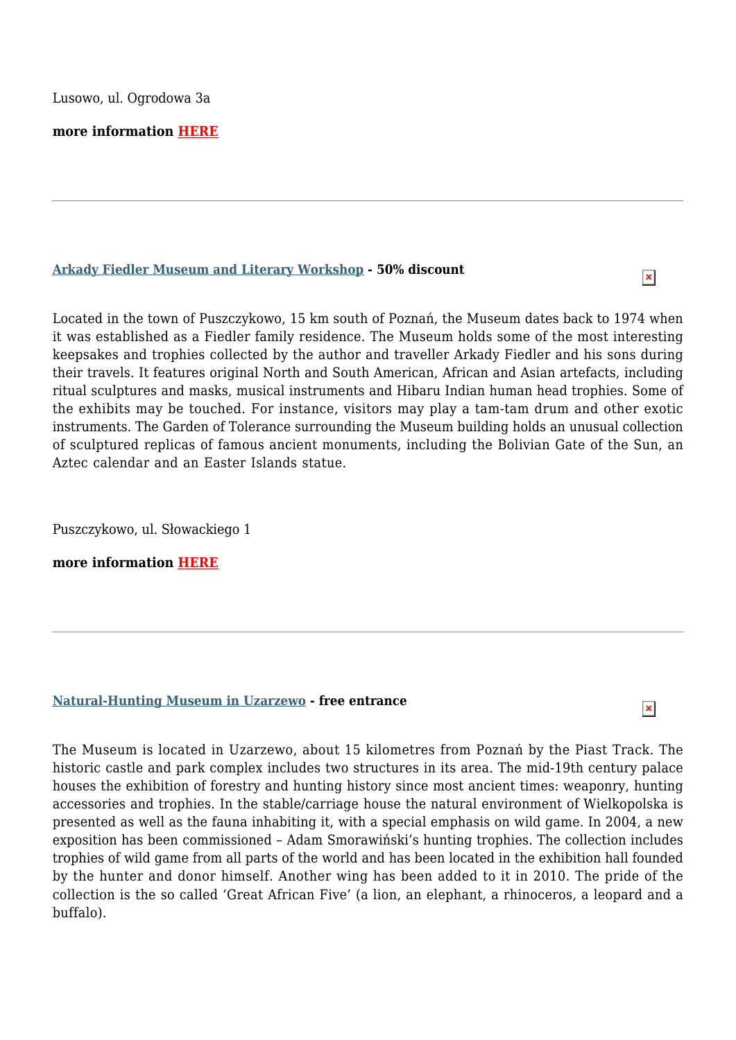Lusowo, ul. Ogrodowa 3a

**more information HERE**

---

**Arkady Fiedler Museum and Literary Workshop - 50% discount**

Located in the town of Puszczykowo, 15 km south of Poznań, the Museum dates back to 1974 when it was established as a Fiedler family residence. The Museum holds some of the most interesting keepsakes and trophies collected by the author and traveller Arkady Fiedler and his sons during their travels. It features original North and South American, African and Asian artefacts, including ritual sculptures and masks, musical instruments and Hibaru Indian human head trophies. Some of the exhibits may be touched. For instance, visitors may play a tam-tam drum and other exotic instruments. The Garden of Tolerance surrounding the Museum building holds an unusual collection of sculptured replicas of famous ancient monuments, including the Bolivian Gate of the Sun, an Aztec calendar and an Easter Islands statue.

Puszczykowo, ul. Słowackiego 1

**more information HERE**

---

**Natural-Hunting Museum in Uzarzewo - free entrance**

The Museum is located in Uzarzewo, about 15 kilometres from Poznań by the Piast Track. The historic castle and park complex includes two structures in its area. The mid-19th century palace houses the exhibition of forestry and hunting history since most ancient times: weaponry, hunting accessories and trophies. In the stable/carriage house the natural environment of Wielkopolska is presented as well as the fauna inhabiting it, with a special emphasis on wild game. In 2004, a new exposition has been commissioned – Adam Smorawiński's hunting trophies. The collection includes trophies of wild game from all parts of the world and has been located in the exhibition hall founded by the hunter and donor himself. Another wing has been added to it in 2010. The pride of the collection is the so called 'Great African Five' (a lion, an elephant, a rhinoceros, a leopard and a buffalo).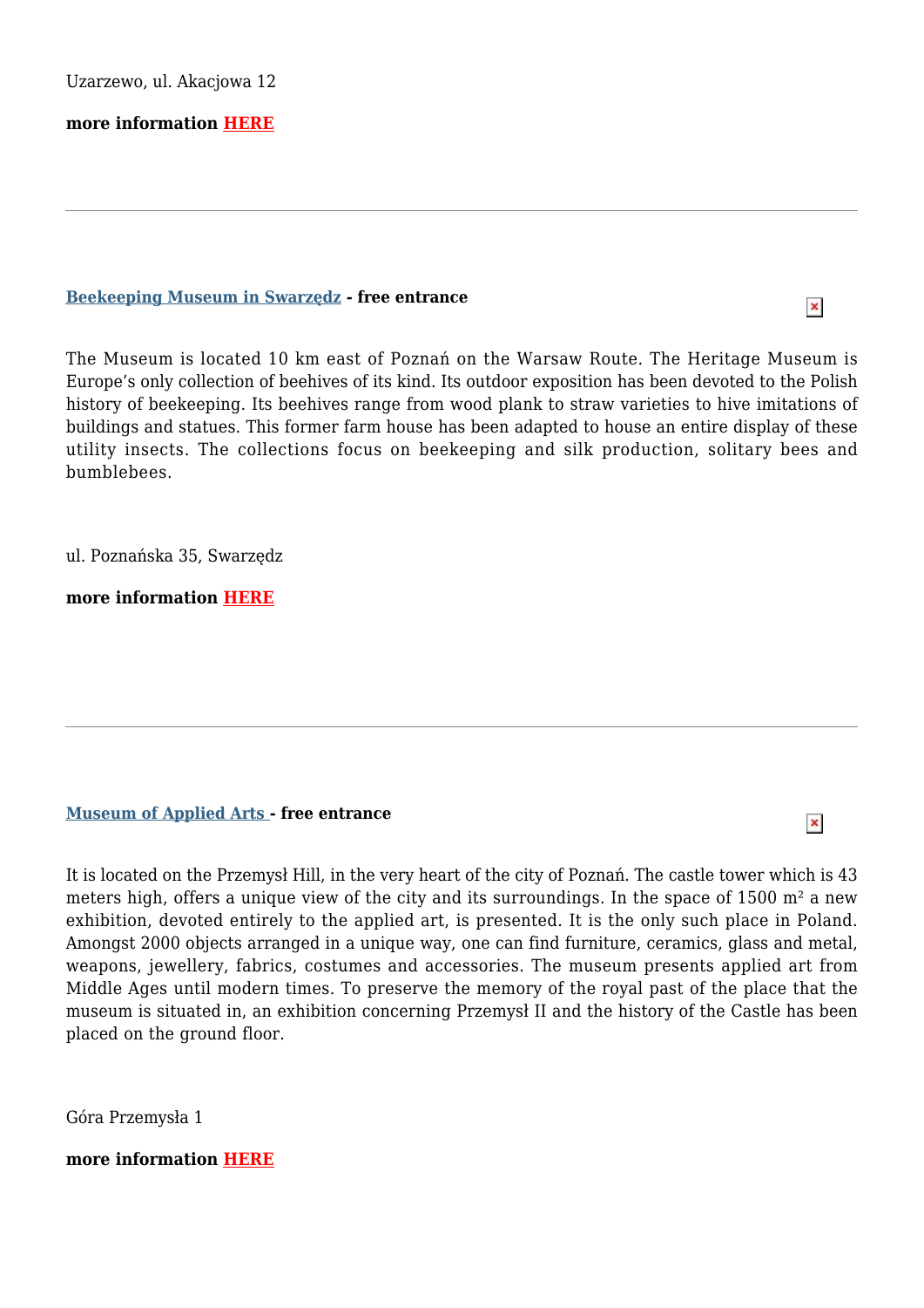Uzarzewo, ul. Akacjowa 12

**more information HERE**

---

**Beekeeping Museum in Swarzędz - free entrance**

The Museum is located 10 km east of Poznań on the Warsaw Route. The Heritage Museum is Europe's only collection of beehives of its kind. Its outdoor exposition has been devoted to the Polish history of beekeeping. Its beehives range from wood plank to straw varieties to hive imitations of buildings and statues. This former farm house has been adapted to house an entire display of these utility insects. The collections focus on beekeeping and silk production, solitary bees and bumblebees.

ul. Poznańska 35, Swarzędz

**more information HERE**

---

**Museum of Applied Arts - free entrance**

It is located on the Przemysł Hill, in the very heart of the city of Poznań. The castle tower which is 43 meters high, offers a unique view of the city and its surroundings. In the space of 1500 m² a new exhibition, devoted entirely to the applied art, is presented. It is the only such place in Poland. Amongst 2000 objects arranged in a unique way, one can find furniture, ceramics, glass and metal, weapons, jewellery, fabrics, costumes and accessories. The museum presents applied art from Middle Ages until modern times. To preserve the memory of the royal past of the place that the museum is situated in, an exhibition concerning Przemysł II and the history of the Castle has been placed on the ground floor.

Góra Przemysła 1

**more information HERE**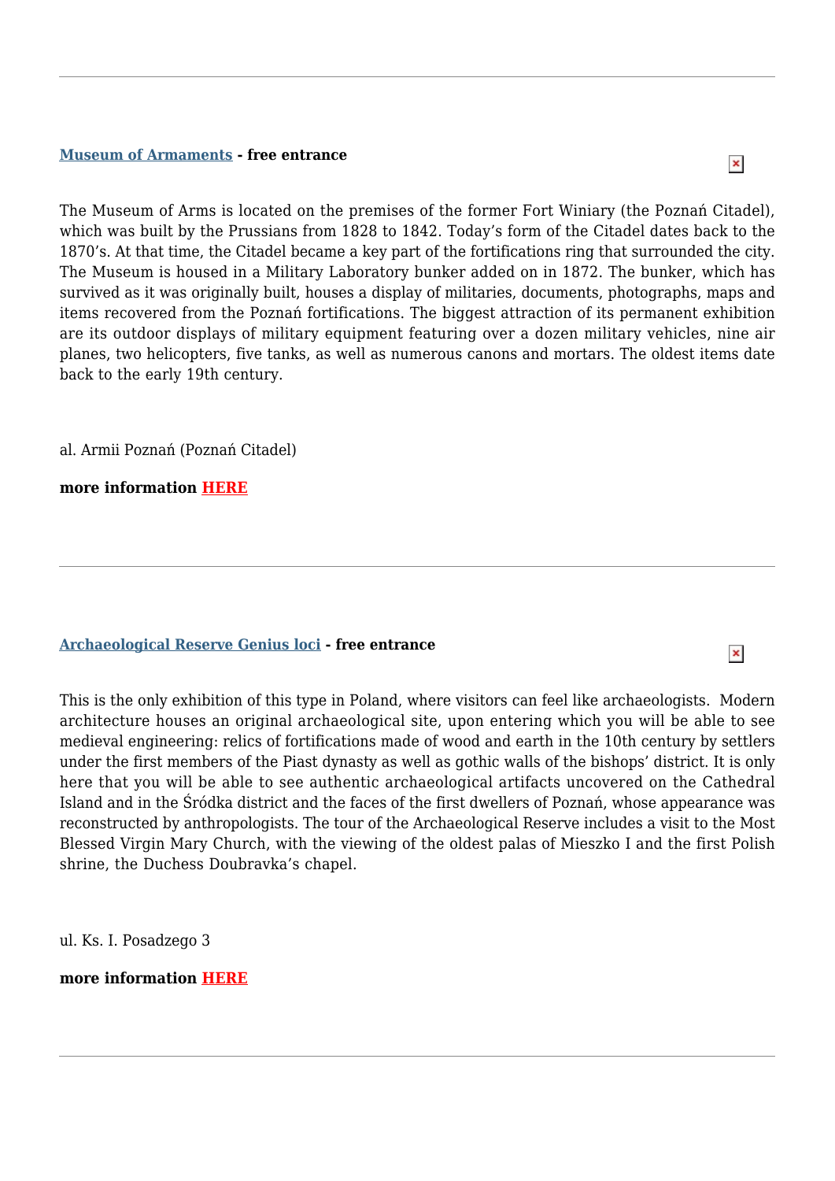---

**Museum of Armaments - free entrance**

The Museum of Arms is located on the premises of the former Fort Winiary (the Poznań Citadel), which was built by the Prussians from 1828 to 1842. Today's form of the Citadel dates back to the 1870's. At that time, the Citadel became a key part of the fortifications ring that surrounded the city. The Museum is housed in a Military Laboratory bunker added on in 1872. The bunker, which has survived as it was originally built, houses a display of militaries, documents, photographs, maps and items recovered from the Poznań fortifications. The biggest attraction of its permanent exhibition are its outdoor displays of military equipment featuring over a dozen military vehicles, nine air planes, two helicopters, five tanks, as well as numerous canons and mortars. The oldest items date back to the early 19th century.

al. Armii Poznań (Poznań Citadel)

**more information HERE**

---

**Archaeological Reserve Genius loci - free entrance**

This is the only exhibition of this type in Poland, where visitors can feel like archaeologists. Modern architecture houses an original archaeological site, upon entering which you will be able to see medieval engineering: relics of fortifications made of wood and earth in the 10th century by settlers under the first members of the Piast dynasty as well as gothic walls of the bishops' district. It is only here that you will be able to see authentic archaeological artifacts uncovered on the Cathedral Island and in the Śródka district and the faces of the first dwellers of Poznań, whose appearance was reconstructed by anthropologists. The tour of the Archaeological Reserve includes a visit to the Most Blessed Virgin Mary Church, with the viewing of the oldest palas of Mieszko I and the first Polish shrine, the Duchess Doubravka's chapel.

ul. Ks. I. Posadzego 3

**more information HERE**

---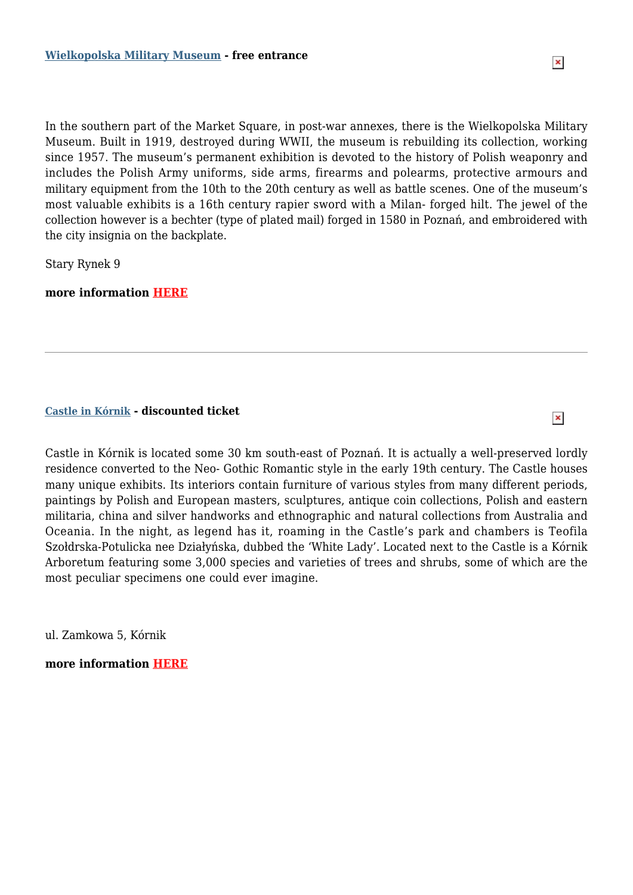**Wielkopolska Military Museum - free entrance**

In the southern part of the Market Square, in post-war annexes, there is the Wielkopolska Military Museum. Built in 1919, destroyed during WWII, the museum is rebuilding its collection, working since 1957. The museum's permanent exhibition is devoted to the history of Polish weaponry and includes the Polish Army uniforms, side arms, firearms and polearms, protective armours and military equipment from the 10th to the 20th century as well as battle scenes. One of the museum's most valuable exhibits is a 16th century rapier sword with a Milan- forged hilt. The jewel of the collection however is a bechter (type of plated mail) forged in 1580 in Poznań, and embroidered with the city insignia on the backplate.

Stary Rynek 9

**more information HERE**

---

**Castle in Kórnik - discounted ticket**

Castle in Kórnik is located some 30 km south-east of Poznań. It is actually a well-preserved lordly residence converted to the Neo- Gothic Romantic style in the early 19th century. The Castle houses many unique exhibits. Its interiors contain furniture of various styles from many different periods, paintings by Polish and European masters, sculptures, antique coin collections, Polish and eastern militaria, china and silver handworks and ethnographic and natural collections from Australia and Oceania. In the night, as legend has it, roaming in the Castle's park and chambers is Teofila Szołdrska-Potulicka nee Działyńska, dubbed the 'White Lady'. Located next to the Castle is a Kórnik Arboretum featuring some 3,000 species and varieties of trees and shrubs, some of which are the most peculiar specimens one could ever imagine.

ul. Zamkowa 5, Kórnik

**more information HERE**